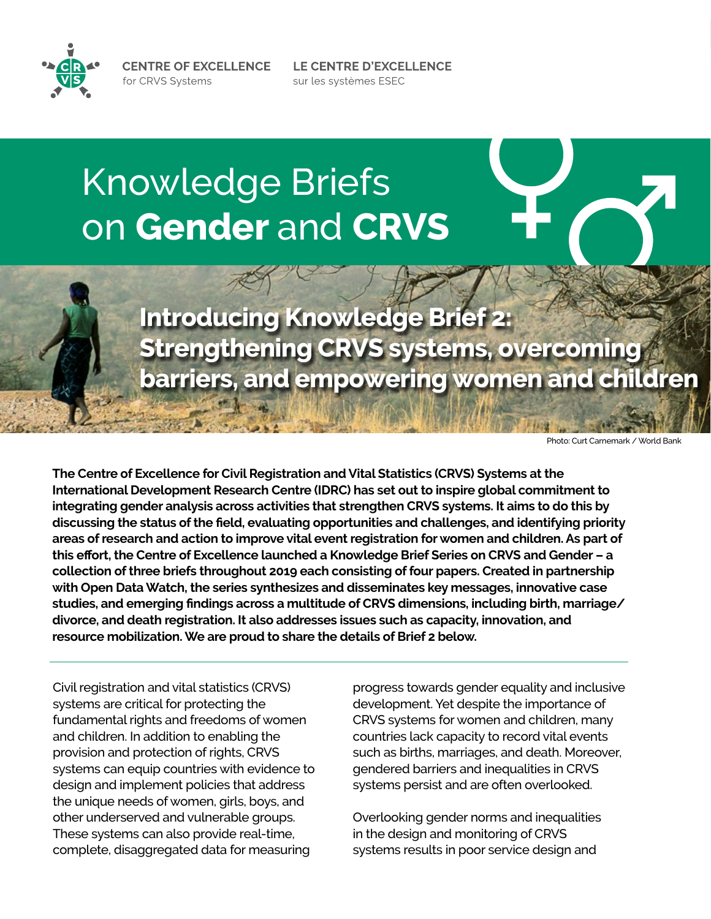CENTRE OF EXCELLENCE for CRVS Systems

LE CENTRE D'EXCELLENCE sur les systèmes ESEC

# Knowledge Briefs on **Gender** and **CRVS**

## Introducing Knowledge Brief 2: Strengthening CRVS systems, overcoming barriers, and empowering women and children

Photo: Curt Carnemark / World Bank

**The Centre of Excellence for Civil Registration and Vital Statistics (CRVS) Systems at the International Development Research Centre (IDRC) has set out to inspire global commitment to integrating gender analysis across activities that strengthen CRVS systems. It aims to do this by discussing the status of the field, evaluating opportunities and challenges, and identifying priority areas of research and action to improve vital event registration for women and children. As part of this effort, the Centre of Excellence launched a Knowledge Brief Series on CRVS and Gender – a collection of three briefs throughout 2019 each consisting of four papers. Created in partnership with Open Data Watch, the series synthesizes and disseminates key messages, innovative case studies, and emerging findings across a multitude of CRVS dimensions, including birth, marriage/divorce, and death registration. It also addresses issues such as capacity, innovation, and resource mobilization. We are proud to share the details of Brief 2 below.**

---

Civil registration and vital statistics (CRVS) systems are critical for protecting the fundamental rights and freedoms of women and children. In addition to enabling the provision and protection of rights, CRVS systems can equip countries with evidence to design and implement policies that address the unique needs of women, girls, boys, and other underserved and vulnerable groups. These systems can also provide real-time, complete, disaggregated data for measuring progress towards gender equality and inclusive development. Yet despite the importance of CRVS systems for women and children, many countries lack capacity to record vital events such as births, marriages, and death. Moreover, gendered barriers and inequalities in CRVS systems persist and are often overlooked.

Overlooking gender norms and inequalities in the design and monitoring of CRVS systems results in poor service design and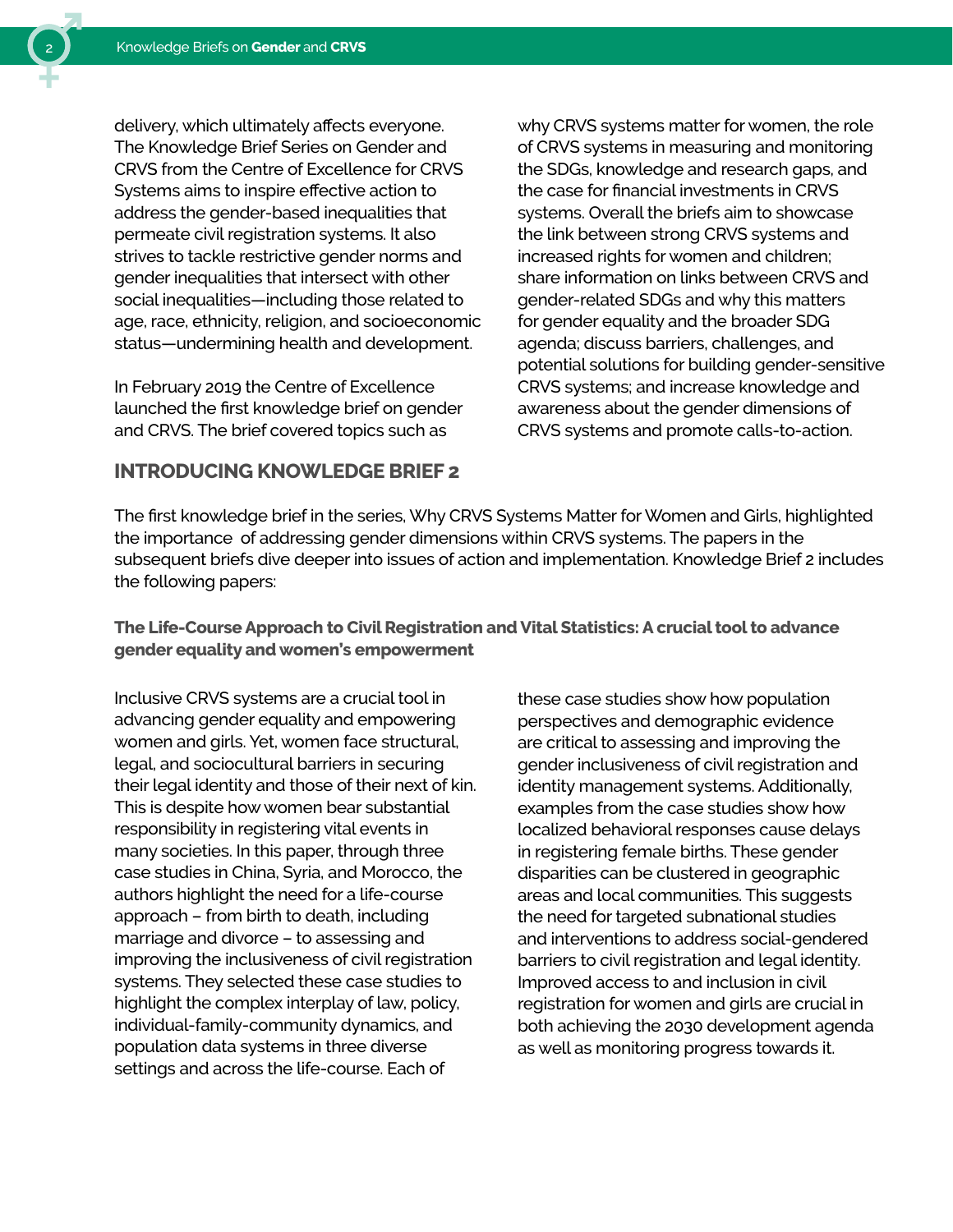delivery, which ultimately affects everyone. The Knowledge Brief Series on Gender and CRVS from the Centre of Excellence for CRVS Systems aims to inspire effective action to address the gender-based inequalities that permeate civil registration systems. It also strives to tackle restrictive gender norms and gender inequalities that intersect with other social inequalities—including those related to age, race, ethnicity, religion, and socioeconomic status—undermining health and development.

In February 2019 the Centre of Excellence launched the first knowledge brief on gender and CRVS. The brief covered topics such as why CRVS systems matter for women, the role of CRVS systems in measuring and monitoring the SDGs, knowledge and research gaps, and the case for financial investments in CRVS systems. Overall the briefs aim to showcase the link between strong CRVS systems and increased rights for women and children; share information on links between CRVS and gender-related SDGs and why this matters for gender equality and the broader SDG agenda; discuss barriers, challenges, and potential solutions for building gender-sensitive CRVS systems; and increase knowledge and awareness about the gender dimensions of CRVS systems and promote calls-to-action.

## INTRODUCING KNOWLEDGE BRIEF 2

The first knowledge brief in the series, Why CRVS Systems Matter for Women and Girls, highlighted the importance of addressing gender dimensions within CRVS systems. The papers in the subsequent briefs dive deeper into issues of action and implementation. Knowledge Brief 2 includes the following papers:

### The Life-Course Approach to Civil Registration and Vital Statistics: A crucial tool to advance gender equality and women's empowerment

Inclusive CRVS systems are a crucial tool in advancing gender equality and empowering women and girls. Yet, women face structural, legal, and sociocultural barriers in securing their legal identity and those of their next of kin. This is despite how women bear substantial responsibility in registering vital events in many societies. In this paper, through three case studies in China, Syria, and Morocco, the authors highlight the need for a life-course approach – from birth to death, including marriage and divorce – to assessing and improving the inclusiveness of civil registration systems. They selected these case studies to highlight the complex interplay of law, policy, individual-family-community dynamics, and population data systems in three diverse settings and across the life-course. Each of these case studies show how population perspectives and demographic evidence are critical to assessing and improving the gender inclusiveness of civil registration and identity management systems. Additionally, examples from the case studies show how localized behavioral responses cause delays in registering female births. These gender disparities can be clustered in geographic areas and local communities. This suggests the need for targeted subnational studies and interventions to address social-gendered barriers to civil registration and legal identity. Improved access to and inclusion in civil registration for women and girls are crucial in both achieving the 2030 development agenda as well as monitoring progress towards it.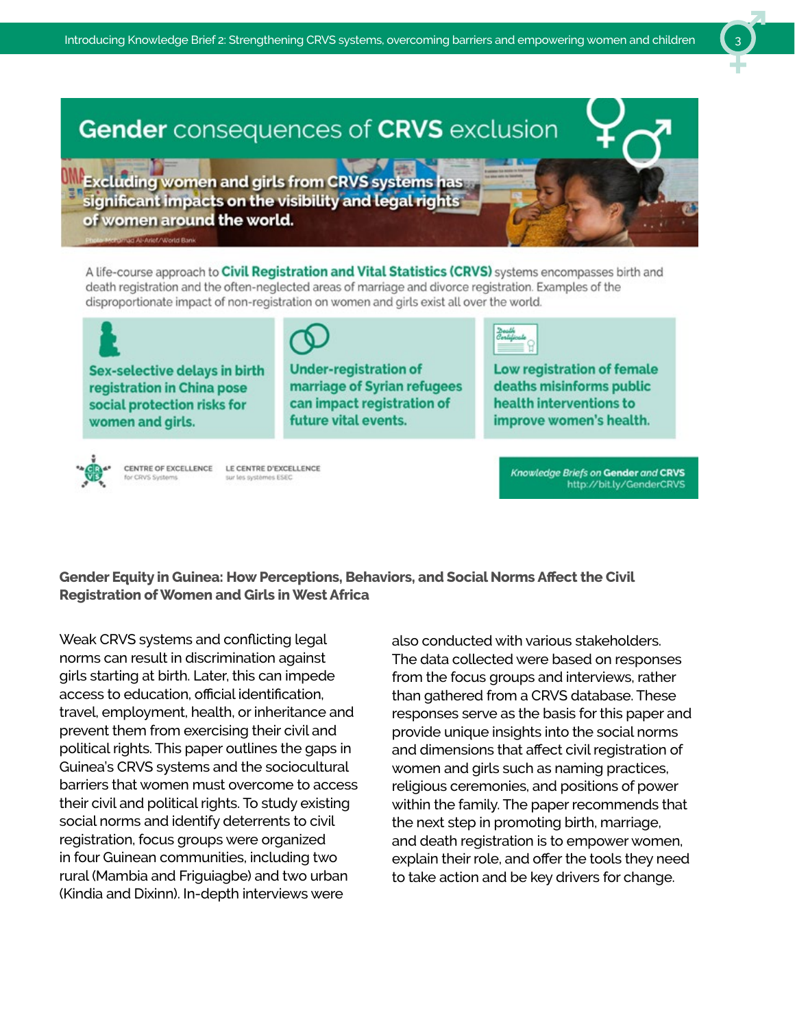## Gender consequences of CRVS exclusion

**Excluding women and girls from CRVS systems has significant impacts on the visibility and legal rights of women around the world.**

Photo: Mohamad Al-Arief/World Bank

A life-course approach to **Civil Registration and Vital Statistics (CRVS)** systems encompasses birth and death registration and the often-neglected areas of marriage and divorce registration. Examples of the disproportionate impact of non-registration on women and girls exist all over the world.

- **Sex-selective delays in birth registration in China pose social protection risks for women and girls.**
- **Under-registration of marriage of Syrian refugees can impact registration of future vital events.**
- **Low registration of female deaths misinforms public health interventions to improve women's health.**

CENTRE OF EXCELLENCE for CRVS Systems — LE CENTRE D'EXCELLENCE sur les systèmes ESEC

*Knowledge Briefs on* **Gender** *and* **CRVS**
http://bit.ly/GenderCRVS

**Gender Equity in Guinea: How Perceptions, Behaviors, and Social Norms Affect the Civil Registration of Women and Girls in West Africa**

Weak CRVS systems and conflicting legal norms can result in discrimination against girls starting at birth. Later, this can impede access to education, official identification, travel, employment, health, or inheritance and prevent them from exercising their civil and political rights. This paper outlines the gaps in Guinea's CRVS systems and the sociocultural barriers that women must overcome to access their civil and political rights. To study existing social norms and identify deterrents to civil registration, focus groups were organized in four Guinean communities, including two rural (Mambia and Friguiagbe) and two urban (Kindia and Dixinn). In-depth interviews were also conducted with various stakeholders. The data collected were based on responses from the focus groups and interviews, rather than gathered from a CRVS database. These responses serve as the basis for this paper and provide unique insights into the social norms and dimensions that affect civil registration of women and girls such as naming practices, religious ceremonies, and positions of power within the family. The paper recommends that the next step in promoting birth, marriage, and death registration is to empower women, explain their role, and offer the tools they need to take action and be key drivers for change.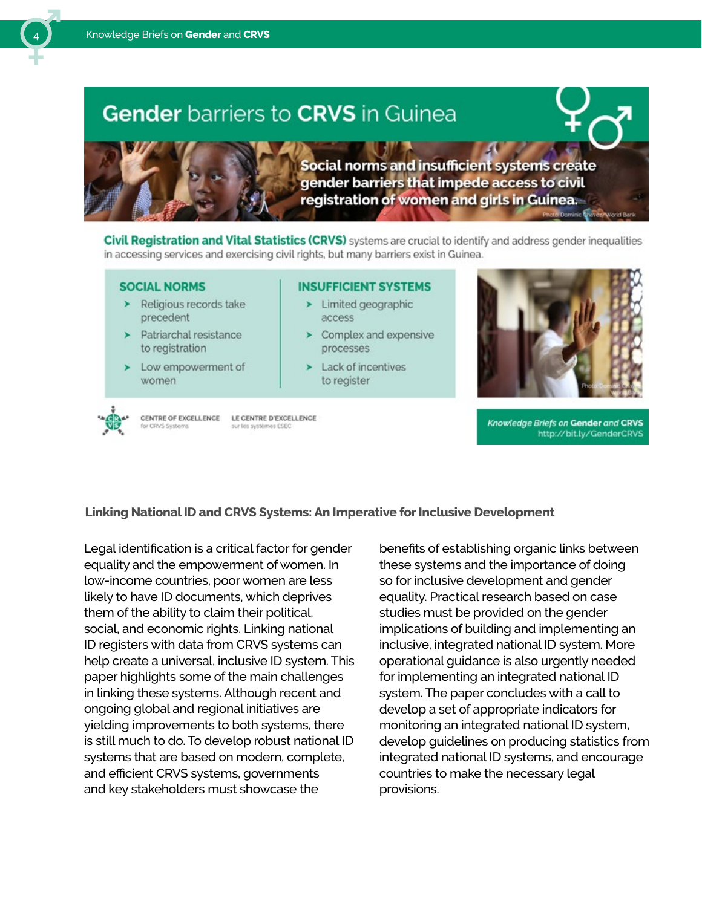## Gender barriers to CRVS in Guinea

**Social norms and insufficient systems create gender barriers that impede access to civil registration of women and girls in Guinea.**

Photo: Dominic Chavez/World Bank

**Civil Registration and Vital Statistics (CRVS)** systems are crucial to identify and address gender inequalities in accessing services and exercising civil rights, but many barriers exist in Guinea.

**SOCIAL NORMS**

- Religious records take precedent
- Patriarchal resistance to registration
- Low empowerment of women

**INSUFFICIENT SYSTEMS**

- Limited geographic access
- Complex and expensive processes
- Lack of incentives to register

Photo: Dominic Chavez/World Bank

CENTRE OF EXCELLENCE for CRVS Systems | LE CENTRE D'EXCELLENCE sur les systèmes ESEC

*Knowledge Briefs on* **Gender** *and* **CRVS** http://bit.ly/GenderCRVS

### Linking National ID and CRVS Systems: An Imperative for Inclusive Development

Legal identification is a critical factor for gender equality and the empowerment of women. In low-income countries, poor women are less likely to have ID documents, which deprives them of the ability to claim their political, social, and economic rights. Linking national ID registers with data from CRVS systems can help create a universal, inclusive ID system. This paper highlights some of the main challenges in linking these systems. Although recent and ongoing global and regional initiatives are yielding improvements to both systems, there is still much to do. To develop robust national ID systems that are based on modern, complete, and efficient CRVS systems, governments and key stakeholders must showcase the benefits of establishing organic links between these systems and the importance of doing so for inclusive development and gender equality. Practical research based on case studies must be provided on the gender implications of building and implementing an inclusive, integrated national ID system. More operational guidance is also urgently needed for implementing an integrated national ID system. The paper concludes with a call to develop a set of appropriate indicators for monitoring an integrated national ID system, develop guidelines on producing statistics from integrated national ID systems, and encourage countries to make the necessary legal provisions.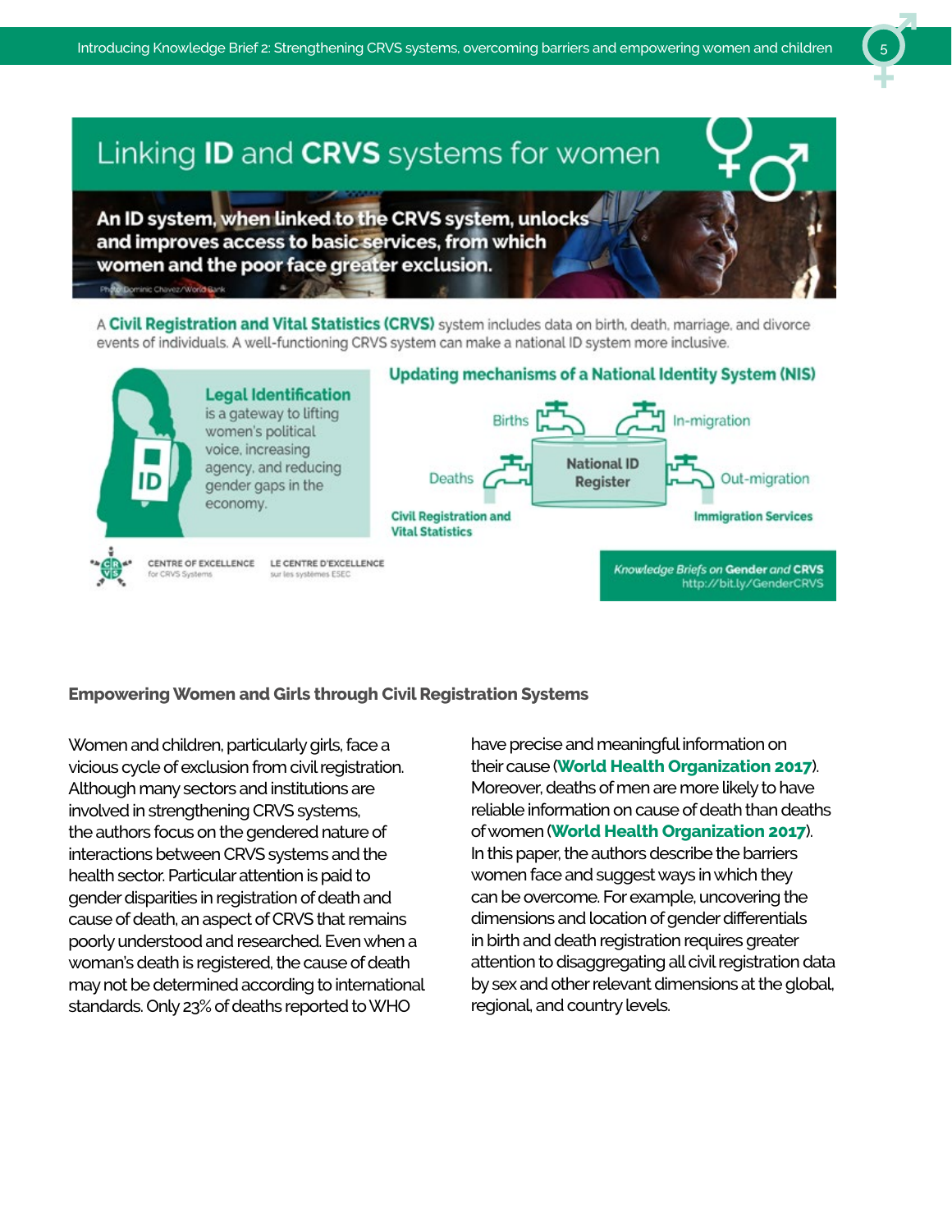# Linking ID and CRVS systems for women

**An ID system, when linked to the CRVS system, unlocks and improves access to basic services, from which women and the poor face greater exclusion.**

Photo: Dominic Chavez/World Bank

A **Civil Registration and Vital Statistics (CRVS)** system includes data on birth, death, marriage, and divorce events of individuals. A well-functioning CRVS system can make a national ID system more inclusive.

**Legal Identification** is a gateway to lifting women's political voice, increasing agency, and reducing gender gaps in the economy.

**Updating mechanisms of a National Identity System (NIS)**

Births, Deaths — **Civil Registration and Vital Statistics**

National ID Register

In-migration, Out-migration — **Immigration Services**

CENTRE OF EXCELLENCE for CRVS Systems — LE CENTRE D'EXCELLENCE sur les systèmes ESEC

*Knowledge Briefs on* **Gender** *and* **CRVS** http://bit.ly/GenderCRVS

## Empowering Women and Girls through Civil Registration Systems

Women and children, particularly girls, face a vicious cycle of exclusion from civil registration. Although many sectors and institutions are involved in strengthening CRVS systems, the authors focus on the gendered nature of interactions between CRVS systems and the health sector. Particular attention is paid to gender disparities in registration of death and cause of death, an aspect of CRVS that remains poorly understood and researched. Even when a woman's death is registered, the cause of death may not be determined according to international standards. Only 23% of deaths reported to WHO have precise and meaningful information on their cause (**World Health Organization 2017**). Moreover, deaths of men are more likely to have reliable information on cause of death than deaths of women (**World Health Organization 2017**). In this paper, the authors describe the barriers women face and suggest ways in which they can be overcome. For example, uncovering the dimensions and location of gender differentials in birth and death registration requires greater attention to disaggregating all civil registration data by sex and other relevant dimensions at the global, regional, and country levels.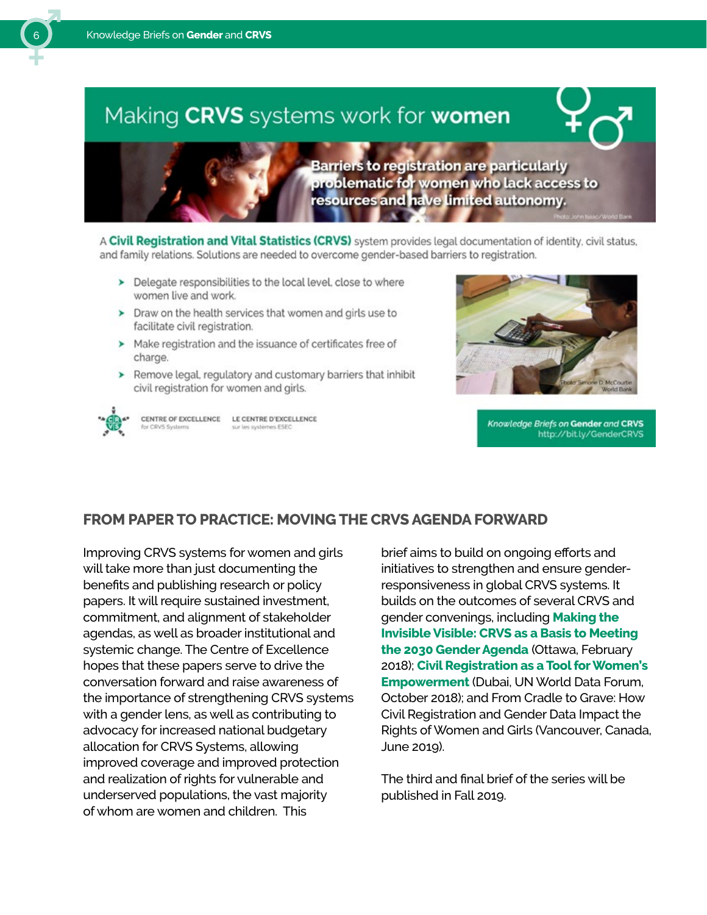## Making CRVS systems work for women

Barriers to registration are particularly problematic for women who lack access to resources and have limited autonomy.

Photo: John Isaac/World Bank

A **Civil Registration and Vital Statistics (CRVS)** system provides legal documentation of identity, civil status, and family relations. Solutions are needed to overcome gender-based barriers to registration.

- Delegate responsibilities to the local level, close to where women live and work.
- Draw on the health services that women and girls use to facilitate civil registration.
- Make registration and the issuance of certificates free of charge.
- Remove legal, regulatory and customary barriers that inhibit civil registration for women and girls.

Photo: Simone D. McCourtie World Bank

CENTRE OF EXCELLENCE for CRVS Systems | LE CENTRE D'EXCELLENCE sur les systèmes ESEC

*Knowledge Briefs on* **Gender** *and* **CRVS**
http://bit.ly/GenderCRVS

## FROM PAPER TO PRACTICE: MOVING THE CRVS AGENDA FORWARD

Improving CRVS systems for women and girls will take more than just documenting the benefits and publishing research or policy papers. It will require sustained investment, commitment, and alignment of stakeholder agendas, as well as broader institutional and systemic change. The Centre of Excellence hopes that these papers serve to drive the conversation forward and raise awareness of the importance of strengthening CRVS systems with a gender lens, as well as contributing to advocacy for increased national budgetary allocation for CRVS Systems, allowing improved coverage and improved protection and realization of rights for vulnerable and underserved populations, the vast majority of whom are women and children. This brief aims to build on ongoing efforts and initiatives to strengthen and ensure gender-responsiveness in global CRVS systems. It builds on the outcomes of several CRVS and gender convenings, including **Making the Invisible Visible: CRVS as a Basis to Meeting the 2030 Gender Agenda** (Ottawa, February 2018); **Civil Registration as a Tool for Women's Empowerment** (Dubai, UN World Data Forum, October 2018); and From Cradle to Grave: How Civil Registration and Gender Data Impact the Rights of Women and Girls (Vancouver, Canada, June 2019).

The third and final brief of the series will be published in Fall 2019.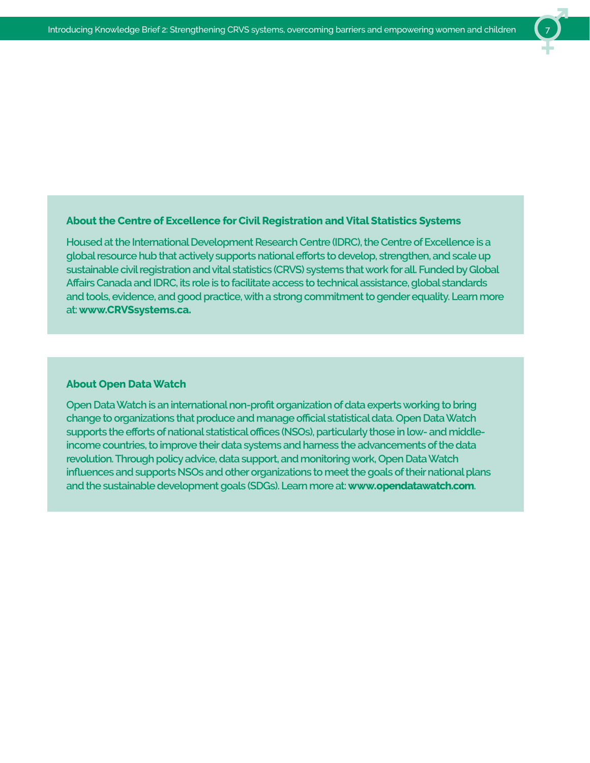### About the Centre of Excellence for Civil Registration and Vital Statistics Systems

Housed at the International Development Research Centre (IDRC), the Centre of Excellence is a global resource hub that actively supports national efforts to develop, strengthen, and scale up sustainable civil registration and vital statistics (CRVS) systems that work for all. Funded by Global Affairs Canada and IDRC, its role is to facilitate access to technical assistance, global standards and tools, evidence, and good practice, with a strong commitment to gender equality. Learn more at: **www.CRVSsystems.ca.**

### About Open Data Watch

Open Data Watch is an international non-profit organization of data experts working to bring change to organizations that produce and manage official statistical data. Open Data Watch supports the efforts of national statistical offices (NSOs), particularly those in low- and middle-income countries, to improve their data systems and harness the advancements of the data revolution. Through policy advice, data support, and monitoring work, Open Data Watch influences and supports NSOs and other organizations to meet the goals of their national plans and the sustainable development goals (SDGs). Learn more at: **www.opendatawatch.com**.